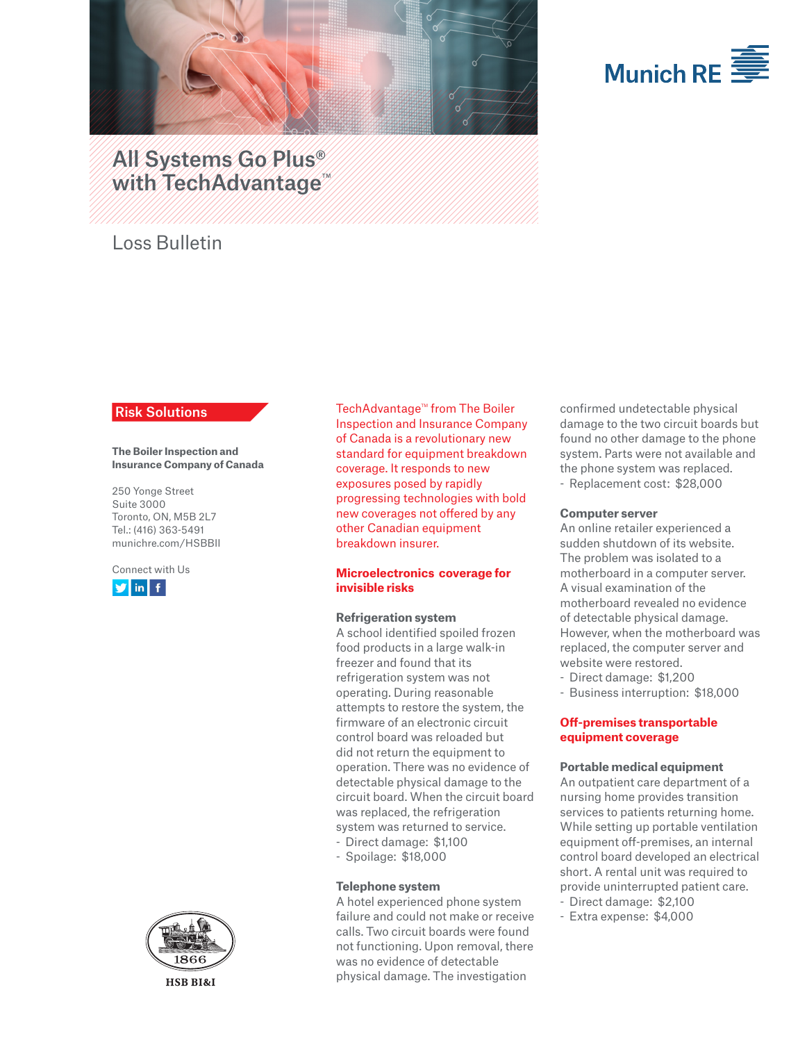Munich RE

# All Systems Go Plus® with TechAdvantage™

## Loss Bulletin

**Risk Solutions**

**The Boiler Inspection and Insurance Company of Canada**

250 Yonge Street
Suite 3000
Toronto, ON, M5B 2L7
Tel.: (416) 363-5491
munichre.com/HSBBII

Connect with Us

TechAdvantage™ from The Boiler Inspection and Insurance Company of Canada is a revolutionary new standard for equipment breakdown coverage. It responds to new exposures posed by rapidly progressing technologies with bold new coverages not offered by any other Canadian equipment breakdown insurer.

### Microelectronics coverage for invisible risks

**Refrigeration system**

A school identified spoiled frozen food products in a large walk-in freezer and found that its refrigeration system was not operating. During reasonable attempts to restore the system, the firmware of an electronic circuit control board was reloaded but did not return the equipment to operation. There was no evidence of detectable physical damage to the circuit board. When the circuit board was replaced, the refrigeration system was returned to service.

- Direct damage: $1,100
- Spoilage: $18,000

**Telephone system**

A hotel experienced phone system failure and could not make or receive calls. Two circuit boards were found not functioning. Upon removal, there was no evidence of detectable physical damage. The investigation confirmed undetectable physical damage to the two circuit boards but found no other damage to the phone system. Parts were not available and the phone system was replaced.

- Replacement cost: $28,000

**Computer server**

An online retailer experienced a sudden shutdown of its website. The problem was isolated to a motherboard in a computer server. A visual examination of the motherboard revealed no evidence of detectable physical damage. However, when the motherboard was replaced, the computer server and website were restored.

- Direct damage: $1,200
- Business interruption: $18,000

### Off-premises transportable equipment coverage

**Portable medical equipment**

An outpatient care department of a nursing home provides transition services to patients returning home. While setting up portable ventilation equipment off-premises, an internal control board developed an electrical short. A rental unit was required to provide uninterrupted patient care.

- Direct damage: $2,100
- Extra expense: $4,000

1866

HSB BI&I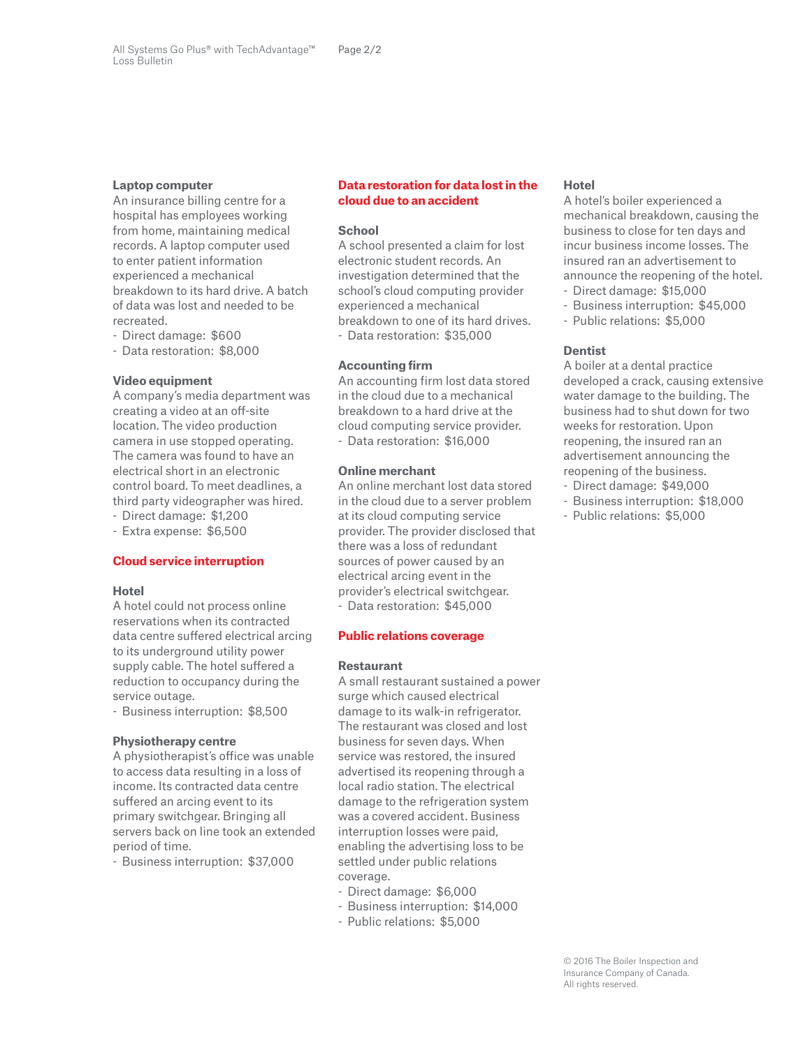### Laptop computer

An insurance billing centre for a hospital has employees working from home, maintaining medical records. A laptop computer used to enter patient information experienced a mechanical breakdown to its hard drive. A batch of data was lost and needed to be recreated.

- Direct damage: $600
- Data restoration: $8,000

### Video equipment

A company's media department was creating a video at an off-site location. The video production camera in use stopped operating. The camera was found to have an electrical short in an electronic control board. To meet deadlines, a third party videographer was hired.

- Direct damage: $1,200
- Extra expense: $6,500

## Cloud service interruption

### Hotel

A hotel could not process online reservations when its contracted data centre suffered electrical arcing to its underground utility power supply cable. The hotel suffered a reduction to occupancy during the service outage.

- Business interruption: $8,500

### Physiotherapy centre

A physiotherapist's office was unable to access data resulting in a loss of income. Its contracted data centre suffered an arcing event to its primary switchgear. Bringing all servers back on line took an extended period of time.

- Business interruption: $37,000

## Data restoration for data lost in the cloud due to an accident

### School

A school presented a claim for lost electronic student records. An investigation determined that the school's cloud computing provider experienced a mechanical breakdown to one of its hard drives.

- Data restoration: $35,000

### Accounting firm

An accounting firm lost data stored in the cloud due to a mechanical breakdown to a hard drive at the cloud computing service provider.

- Data restoration: $16,000

### Online merchant

An online merchant lost data stored in the cloud due to a server problem at its cloud computing service provider. The provider disclosed that there was a loss of redundant sources of power caused by an electrical arcing event in the provider's electrical switchgear.

- Data restoration: $45,000

## Public relations coverage

### Restaurant

A small restaurant sustained a power surge which caused electrical damage to its walk-in refrigerator. The restaurant was closed and lost business for seven days. When service was restored, the insured advertised its reopening through a local radio station. The electrical damage to the refrigeration system was a covered accident. Business interruption losses were paid, enabling the advertising loss to be settled under public relations coverage.

- Direct damage: $6,000
- Business interruption: $14,000
- Public relations: $5,000

### Hotel

A hotel's boiler experienced a mechanical breakdown, causing the business to close for ten days and incur business income losses. The insured ran an advertisement to announce the reopening of the hotel.

- Direct damage: $15,000
- Business interruption: $45,000
- Public relations: $5,000

### Dentist

A boiler at a dental practice developed a crack, causing extensive water damage to the building. The business had to shut down for two weeks for restoration. Upon reopening, the insured ran an advertisement announcing the reopening of the business.

- Direct damage: $49,000
- Business interruption: $18,000
- Public relations: $5,000

© 2016 The Boiler Inspection and Insurance Company of Canada. All rights reserved.